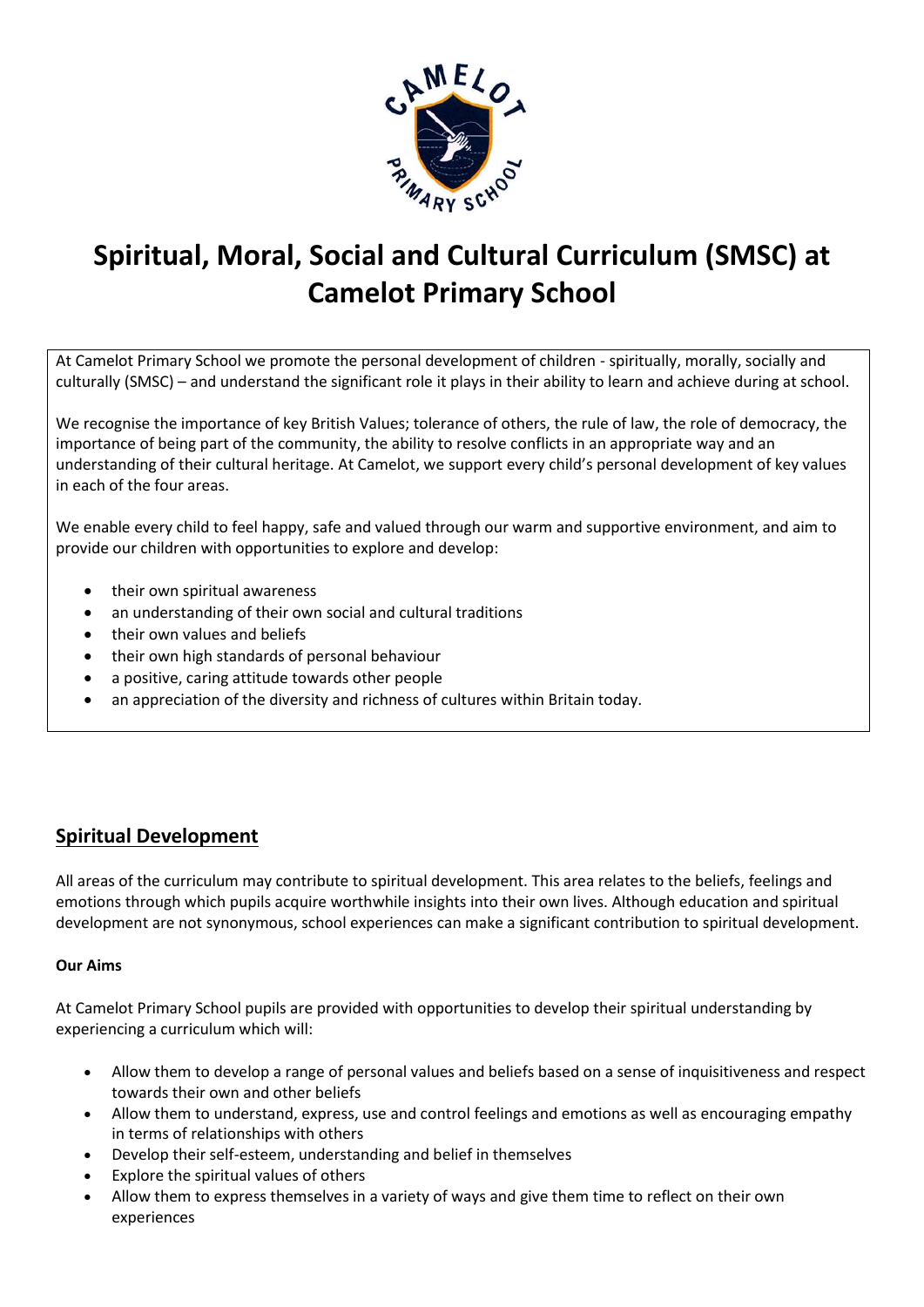# Spiritual, Moral, Social and Cultural Curriculum (SMSC) at Camelot Primary School

At Camelot Primary School we promote the personal development of children - spiritually, morally, socially and culturally (SMSC) – and understand the significant role it plays in their ability to learn and achieve during at school.

We recognise the importance of key British Values; tolerance of others, the rule of law, the role of democracy, the importance of being part of the community, the ability to resolve conflicts in an appropriate way and an understanding of their cultural heritage. At Camelot, we support every child's personal development of key values in each of the four areas.

We enable every child to feel happy, safe and valued through our warm and supportive environment, and aim to provide our children with opportunities to explore and develop:

- their own spiritual awareness
- an understanding of their own social and cultural traditions
- their own values and beliefs
- their own high standards of personal behaviour
- a positive, caring attitude towards other people
- an appreciation of the diversity and richness of cultures within Britain today.

## Spiritual Development

All areas of the curriculum may contribute to spiritual development. This area relates to the beliefs, feelings and emotions through which pupils acquire worthwhile insights into their own lives. Although education and spiritual development are not synonymous, school experiences can make a significant contribution to spiritual development.

**Our Aims**

At Camelot Primary School pupils are provided with opportunities to develop their spiritual understanding by experiencing a curriculum which will:

- Allow them to develop a range of personal values and beliefs based on a sense of inquisitiveness and respect towards their own and other beliefs
- Allow them to understand, express, use and control feelings and emotions as well as encouraging empathy in terms of relationships with others
- Develop their self-esteem, understanding and belief in themselves
- Explore the spiritual values of others
- Allow them to express themselves in a variety of ways and give them time to reflect on their own experiences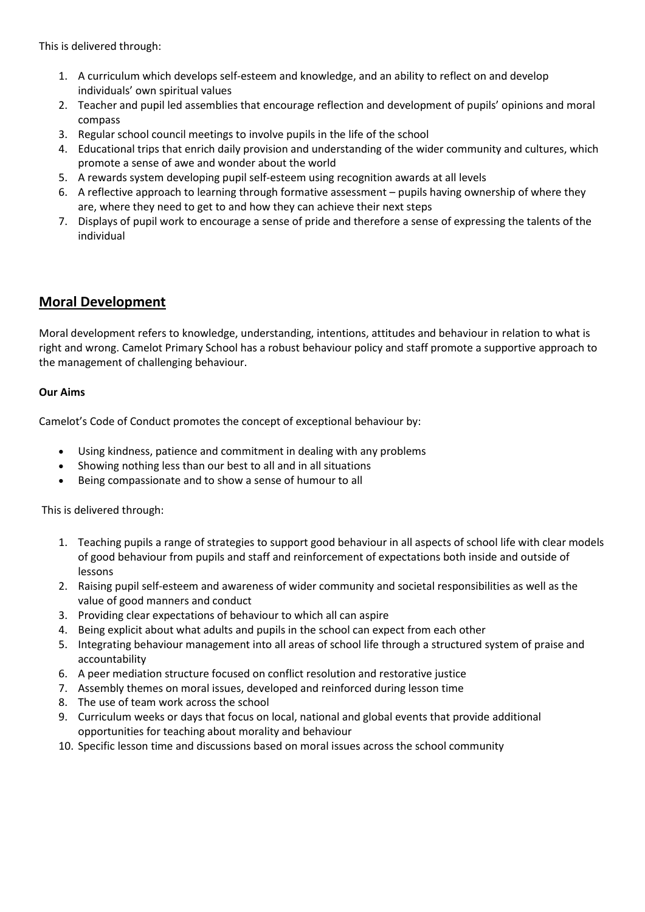This is delivered through:

1. A curriculum which develops self-esteem and knowledge, and an ability to reflect on and develop individuals' own spiritual values
2. Teacher and pupil led assemblies that encourage reflection and development of pupils' opinions and moral compass
3. Regular school council meetings to involve pupils in the life of the school
4. Educational trips that enrich daily provision and understanding of the wider community and cultures, which promote a sense of awe and wonder about the world
5. A rewards system developing pupil self-esteem using recognition awards at all levels
6. A reflective approach to learning through formative assessment – pupils having ownership of where they are, where they need to get to and how they can achieve their next steps
7. Displays of pupil work to encourage a sense of pride and therefore a sense of expressing the talents of the individual

## Moral Development

Moral development refers to knowledge, understanding, intentions, attitudes and behaviour in relation to what is right and wrong. Camelot Primary School has a robust behaviour policy and staff promote a supportive approach to the management of challenging behaviour.

**Our Aims**

Camelot's Code of Conduct promotes the concept of exceptional behaviour by:

- Using kindness, patience and commitment in dealing with any problems
- Showing nothing less than our best to all and in all situations
- Being compassionate and to show a sense of humour to all

This is delivered through:

1. Teaching pupils a range of strategies to support good behaviour in all aspects of school life with clear models of good behaviour from pupils and staff and reinforcement of expectations both inside and outside of lessons
2. Raising pupil self-esteem and awareness of wider community and societal responsibilities as well as the value of good manners and conduct
3. Providing clear expectations of behaviour to which all can aspire
4. Being explicit about what adults and pupils in the school can expect from each other
5. Integrating behaviour management into all areas of school life through a structured system of praise and accountability
6. A peer mediation structure focused on conflict resolution and restorative justice
7. Assembly themes on moral issues, developed and reinforced during lesson time
8. The use of team work across the school
9. Curriculum weeks or days that focus on local, national and global events that provide additional opportunities for teaching about morality and behaviour
10. Specific lesson time and discussions based on moral issues across the school community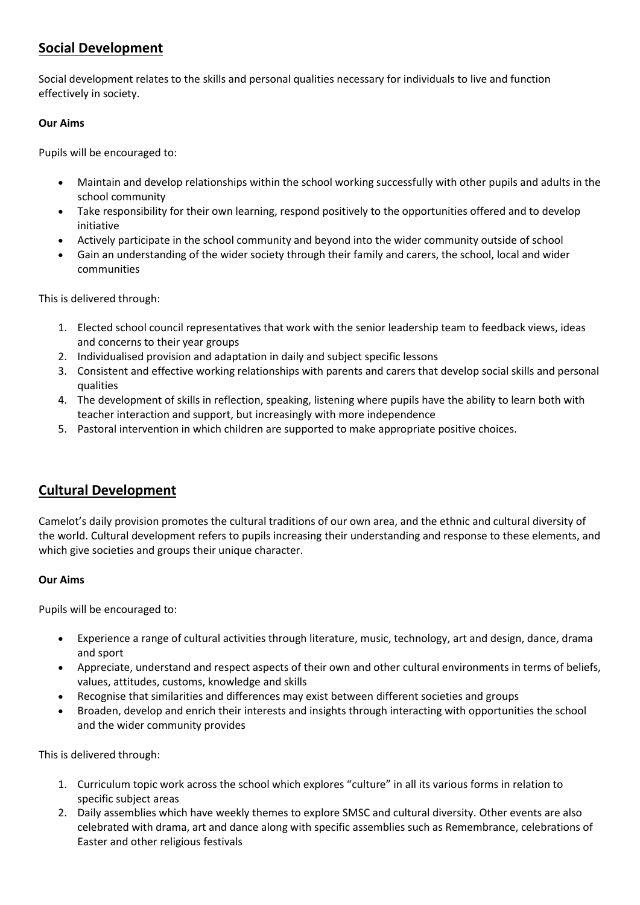## Social Development

Social development relates to the skills and personal qualities necessary for individuals to live and function effectively in society.

**Our Aims**

Pupils will be encouraged to:

- Maintain and develop relationships within the school working successfully with other pupils and adults in the school community
- Take responsibility for their own learning, respond positively to the opportunities offered and to develop initiative
- Actively participate in the school community and beyond into the wider community outside of school
- Gain an understanding of the wider society through their family and carers, the school, local and wider communities

This is delivered through:

1. Elected school council representatives that work with the senior leadership team to feedback views, ideas and concerns to their year groups
2. Individualised provision and adaptation in daily and subject specific lessons
3. Consistent and effective working relationships with parents and carers that develop social skills and personal qualities
4. The development of skills in reflection, speaking, listening where pupils have the ability to learn both with teacher interaction and support, but increasingly with more independence
5. Pastoral intervention in which children are supported to make appropriate positive choices.

## Cultural Development

Camelot's daily provision promotes the cultural traditions of our own area, and the ethnic and cultural diversity of the world. Cultural development refers to pupils increasing their understanding and response to these elements, and which give societies and groups their unique character.

**Our Aims**

Pupils will be encouraged to:

- Experience a range of cultural activities through literature, music, technology, art and design, dance, drama and sport
- Appreciate, understand and respect aspects of their own and other cultural environments in terms of beliefs, values, attitudes, customs, knowledge and skills
- Recognise that similarities and differences may exist between different societies and groups
- Broaden, develop and enrich their interests and insights through interacting with opportunities the school and the wider community provides

This is delivered through:

1. Curriculum topic work across the school which explores "culture" in all its various forms in relation to specific subject areas
2. Daily assemblies which have weekly themes to explore SMSC and cultural diversity. Other events are also celebrated with drama, art and dance along with specific assemblies such as Remembrance, celebrations of Easter and other religious festivals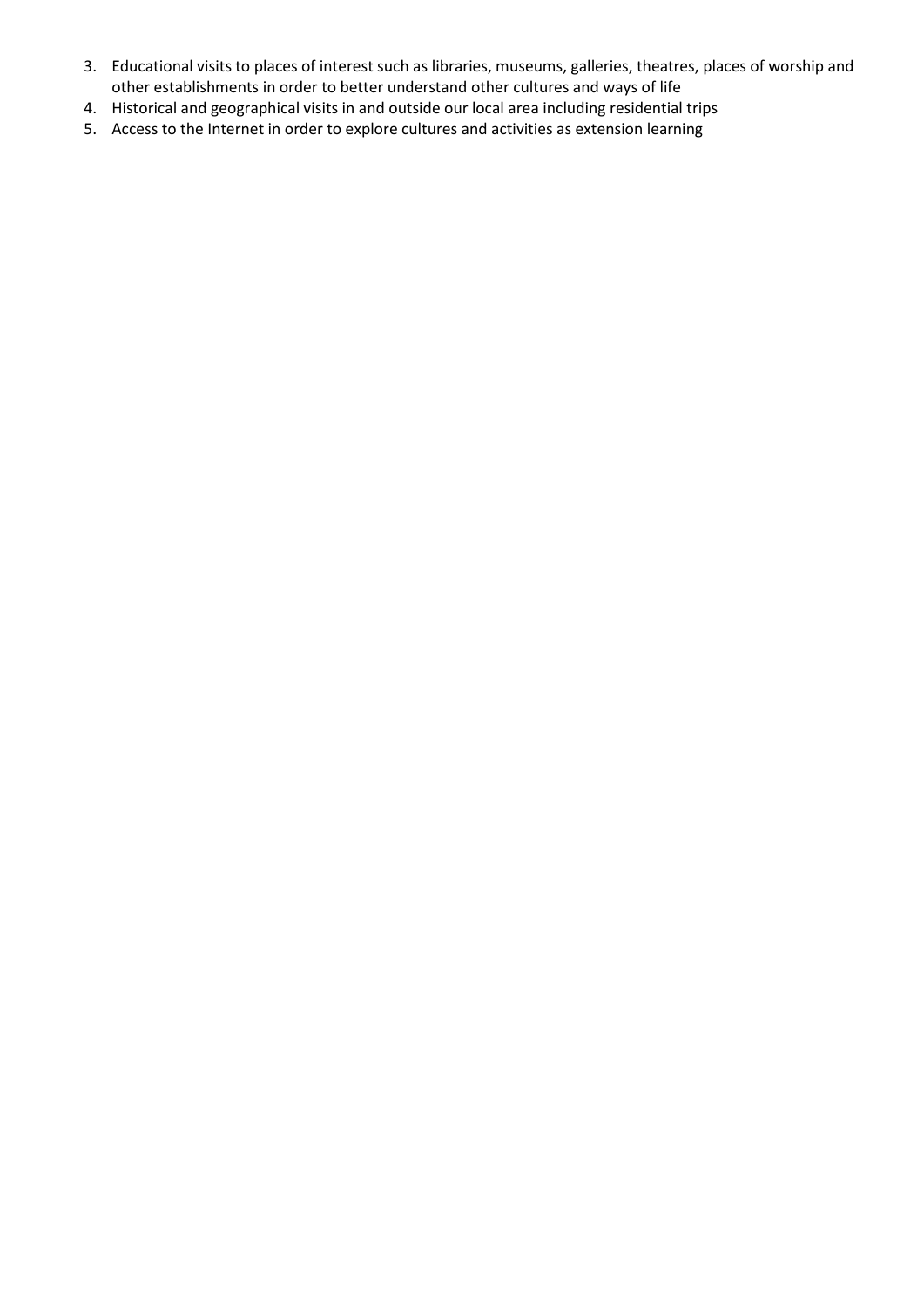3. Educational visits to places of interest such as libraries, museums, galleries, theatres, places of worship and other establishments in order to better understand other cultures and ways of life
4. Historical and geographical visits in and outside our local area including residential trips
5. Access to the Internet in order to explore cultures and activities as extension learning